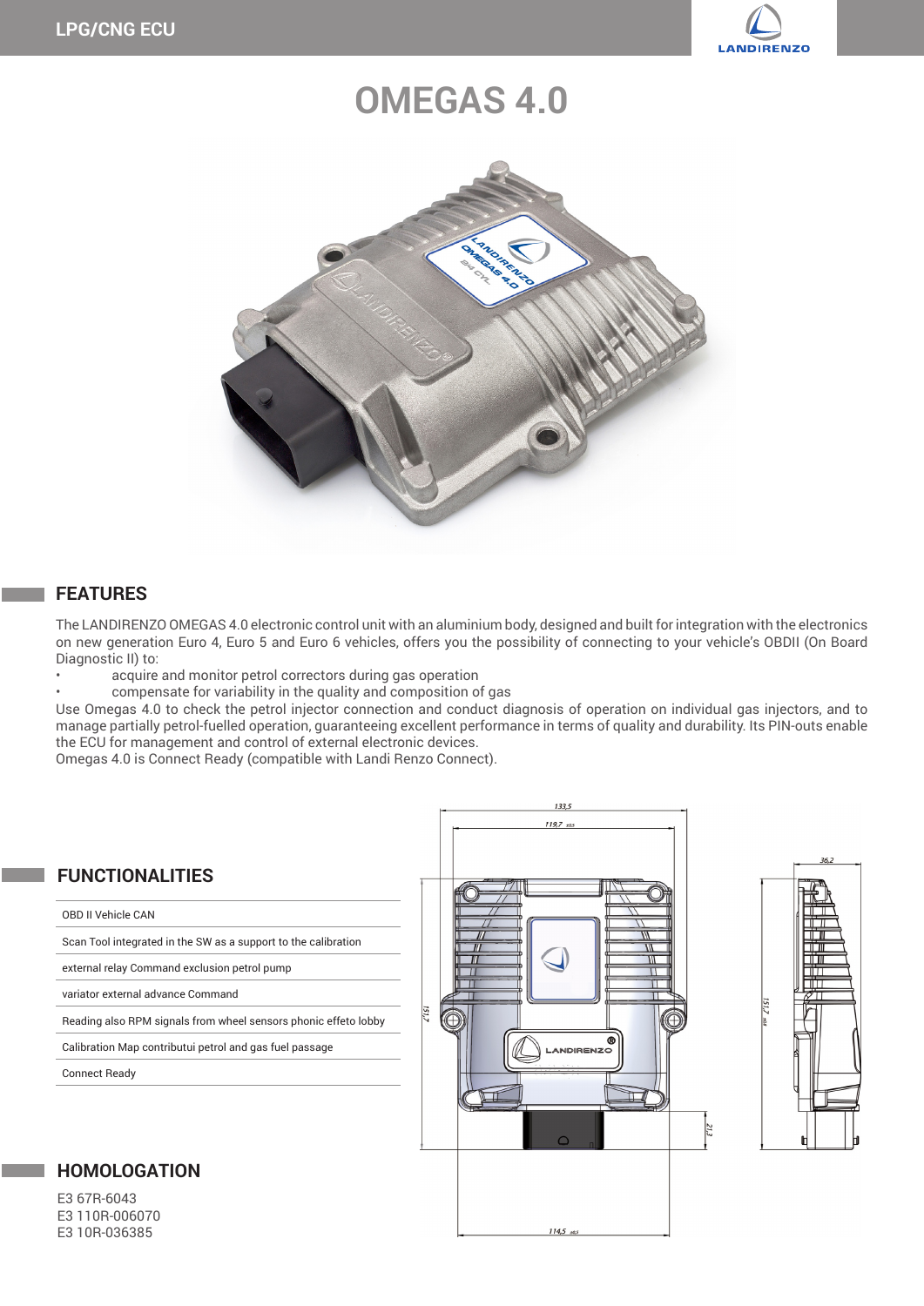LPG/CNG ECU

# OMEGAS 4.0

## FEATURES

The LANDIRENZO OMEGAS 4.0 electronic control unit with an aluminium body, designed and built for integration with the electronics on new generation Euro 4, Euro 5 and Euro 6 vehicles, offers you the possibility of connecting to your vehicle's OBDII (On Board Diagnostic II) to:

- acquire and monitor petrol correctors during gas operation
- compensate for variability in the quality and composition of gas

Use Omegas 4.0 to check the petrol injector connection and conduct diagnosis of operation on individual gas injectors, and to manage partially petrol-fuelled operation, guaranteeing excellent performance in terms of quality and durability. Its PIN-outs enable the ECU for management and control of external electronic devices.
Omegas 4.0 is Connect Ready (compatible with Landi Renzo Connect).

## FUNCTIONALITIES

| |
|---|
| OBD II Vehicle CAN |
| Scan Tool integrated in the SW as a support to the calibration |
| external relay Command exclusion petrol pump |
| variator external advance Command |
| Reading also RPM signals from wheel sensors phonic effeto lobby |
| Calibration Map contributui petrol and gas fuel passage |
| Connect Ready |

## HOMOLOGATION

E3 67R-6043
E3 110R-006070
E3 10R-036385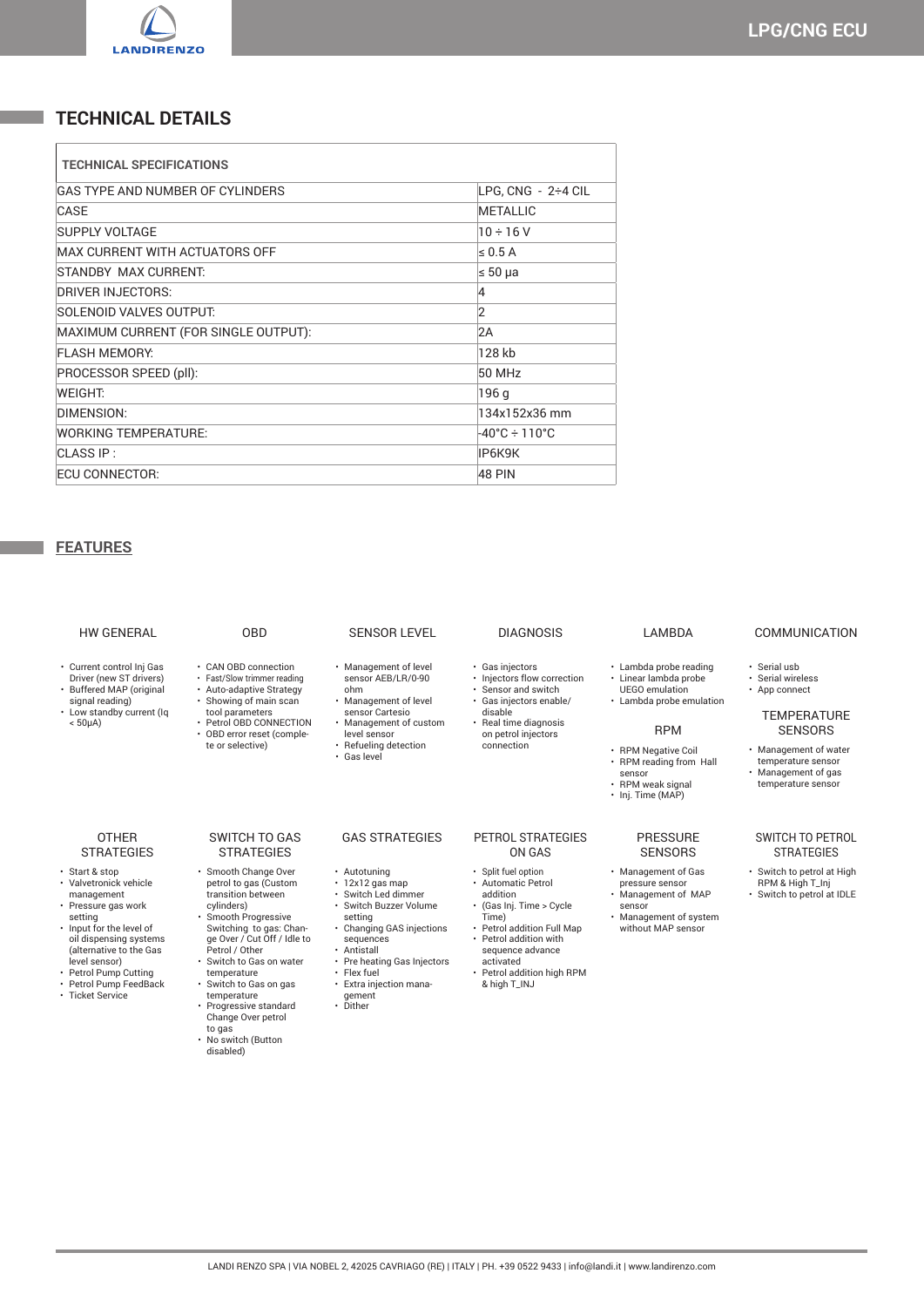## TECHNICAL DETAILS

| TECHNICAL SPECIFICATIONS | |
|---|---|
| GAS TYPE AND NUMBER OF CYLINDERS | LPG, CNG - 2÷4 CIL |
| CASE | METALLIC |
| SUPPLY VOLTAGE | 10 ÷ 16 V |
| MAX CURRENT WITH ACTUATORS OFF | ≤ 0.5 A |
| STANDBY MAX CURRENT: | ≤ 50 μa |
| DRIVER INJECTORS: | 4 |
| SOLENOID VALVES OUTPUT: | 2 |
| MAXIMUM CURRENT (FOR SINGLE OUTPUT): | 2A |
| FLASH MEMORY: | 128 kb |
| PROCESSOR SPEED (pll): | 50 MHz |
| WEIGHT: | 196 g |
| DIMENSION: | 134x152x36 mm |
| WORKING TEMPERATURE: | -40°C ÷ 110°C |
| CLASS IP : | IP6K9K |
| ECU CONNECTOR: | 48 PIN |

## FEATURES

### HW GENERAL

- Current control Inj Gas Driver (new ST drivers)
- Buffered MAP (original signal reading)
- Low standby current (Iq < 50μA)

### OBD

- CAN OBD connection
- Fast/Slow trimmer reading
- Auto-adaptive Strategy
- Showing of main scan tool parameters
- Petrol OBD CONNECTION
- OBD error reset (complete or selective)

### SENSOR LEVEL

- Management of level sensor AEB/LR/0-90 ohm
- Management of level sensor Cartesio
- Management of custom level sensor
- Refueling detection
- Gas level

### DIAGNOSIS

- Gas injectors
- Injectors flow correction
- Sensor and switch
- Gas injectors enable/disable
- Real time diagnosis on petrol injectors connection

### LAMBDA

- Lambda probe reading
- Linear lambda probe UEGO emulation
- Lambda probe emulation

### RPM

- RPM Negative Coil
- RPM reading from Hall sensor
- RPM weak signal
- Inj. Time (MAP)

### COMMUNICATION

- Serial usb
- Serial wireless
- App connect

### TEMPERATURE SENSORS

- Management of water temperature sensor
- Management of gas temperature sensor

### OTHER STRATEGIES

- Start & stop
- Valvetronick vehicle management
- Pressure gas work setting
- Input for the level of oil dispensing systems (alternative to the Gas level sensor)
- Petrol Pump Cutting
- Petrol Pump FeedBack
- Ticket Service

### SWITCH TO GAS STRATEGIES

- Smooth Change Over petrol to gas (Custom transition between cylinders)
- Smooth Progressive Switching to gas: Change Over / Cut Off / Idle to Petrol / Other
- Switch to Gas on water temperature
- Switch to Gas on gas temperature
- Progressive standard Change Over petrol to gas
- No switch (Button disabled)

### GAS STRATEGIES

- Autotuning
- 12x12 gas map
- Switch Led dimmer
- Switch Buzzer Volume setting
- Changing GAS injections sequences
- Antistall
- Pre heating Gas Injectors
- Flex fuel
- Extra injection management
- Dither

### PETROL STRATEGIES ON GAS

- Split fuel option
- Automatic Petrol addition
- (Gas Inj. Time > Cycle Time)
- Petrol addition Full Map
- Petrol addition with sequence advance activated
- Petrol addition high RPM & high T_INJ

### PRESSURE SENSORS

- Management of Gas pressure sensor
- Management of MAP sensor
- Management of system without MAP sensor

### SWITCH TO PETROL STRATEGIES

- Switch to petrol at High RPM & High T_Inj
- Switch to petrol at IDLE